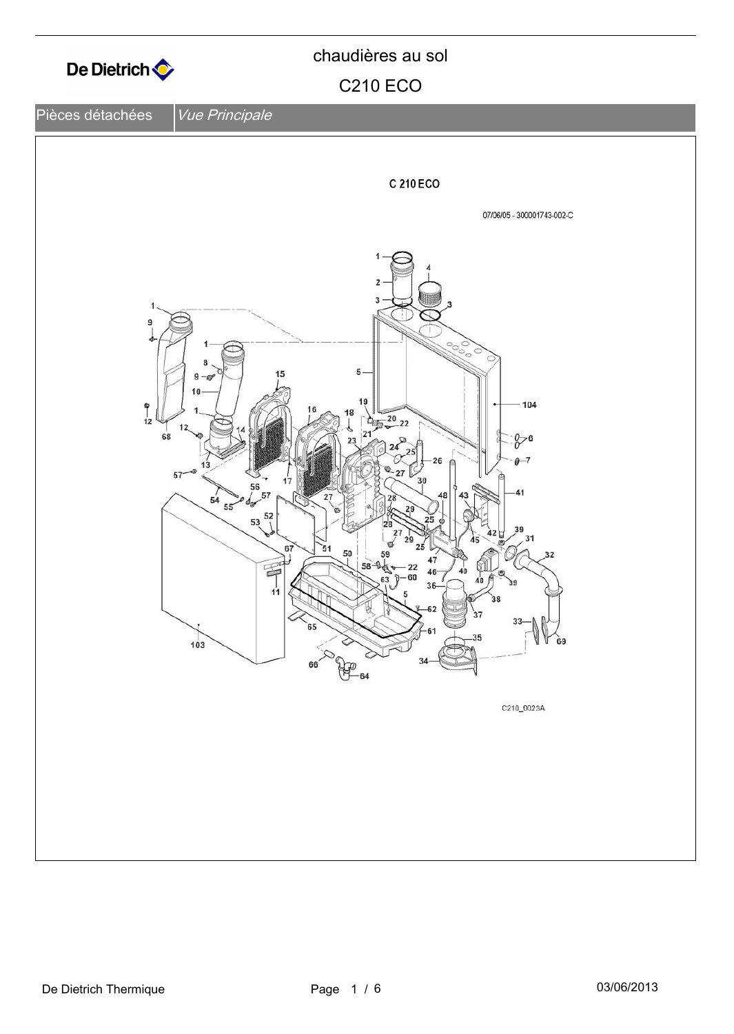# chaudières au sol

## C210 ECO

| Pièces détachées | *Vue Principale* |
| --- | --- |

C 210 ECO

07/06/05 - 300001743-002-C

C210_0023A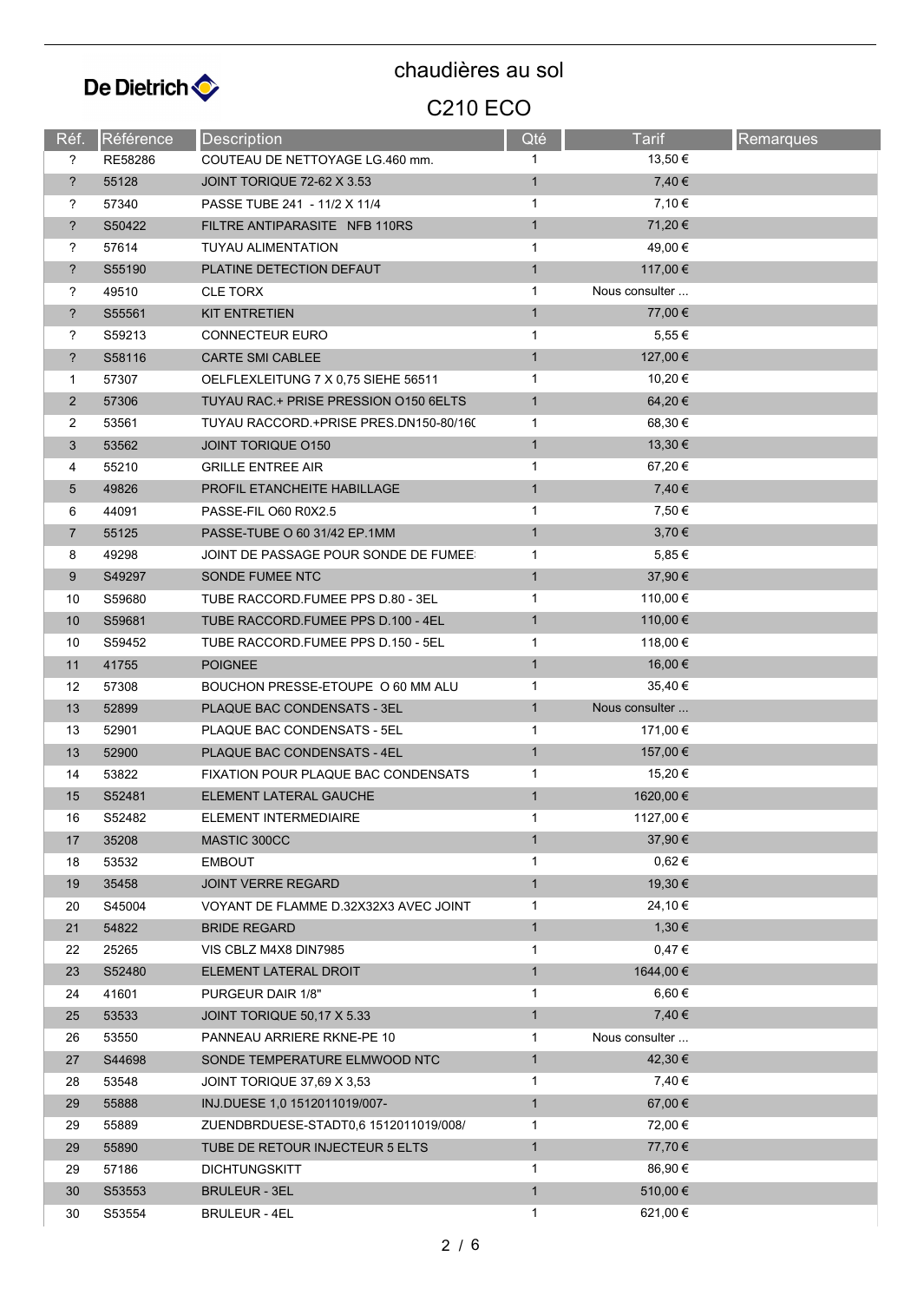# chaudières au sol

## C210 ECO

| Réf. | Référence | Description | Qté | Tarif | Remarques |
|---|---|---|---|---|---|
| ? | RE58286 | COUTEAU DE NETTOYAGE LG.460 mm. | 1 | 13,50 € | |
| ? | 55128 | JOINT TORIQUE 72-62 X 3.53 | 1 | 7,40 € | |
| ? | 57340 | PASSE TUBE 241 - 11/2 X 11/4 | 1 | 7,10 € | |
| ? | S50422 | FILTRE ANTIPARASITE NFB 110RS | 1 | 71,20 € | |
| ? | 57614 | TUYAU ALIMENTATION | 1 | 49,00 € | |
| ? | S55190 | PLATINE DETECTION DEFAUT | 1 | 117,00 € | |
| ? | 49510 | CLE TORX | 1 | Nous consulter ... | |
| ? | S55561 | KIT ENTRETIEN | 1 | 77,00 € | |
| ? | S59213 | CONNECTEUR EURO | 1 | 5,55 € | |
| ? | S58116 | CARTE SMI CABLEE | 1 | 127,00 € | |
| 1 | 57307 | OELFLEXLEITUNG 7 X 0,75 SIEHE 56511 | 1 | 10,20 € | |
| 2 | 57306 | TUYAU RAC.+ PRISE PRESSION O150 6ELTS | 1 | 64,20 € | |
| 2 | 53561 | TUYAU RACCORD.+PRISE PRES.DN150-80/16( | 1 | 68,30 € | |
| 3 | 53562 | JOINT TORIQUE O150 | 1 | 13,30 € | |
| 4 | 55210 | GRILLE ENTREE AIR | 1 | 67,20 € | |
| 5 | 49826 | PROFIL ETANCHEITE HABILLAGE | 1 | 7,40 € | |
| 6 | 44091 | PASSE-FIL O60 R0X2.5 | 1 | 7,50 € | |
| 7 | 55125 | PASSE-TUBE O 60 31/42 EP.1MM | 1 | 3,70 € | |
| 8 | 49298 | JOINT DE PASSAGE POUR SONDE DE FUMEE | 1 | 5,85 € | |
| 9 | S49297 | SONDE FUMEE NTC | 1 | 37,90 € | |
| 10 | S59680 | TUBE RACCORD.FUMEE PPS D.80 - 3EL | 1 | 110,00 € | |
| 10 | S59681 | TUBE RACCORD.FUMEE PPS D.100 - 4EL | 1 | 110,00 € | |
| 10 | S59452 | TUBE RACCORD.FUMEE PPS D.150 - 5EL | 1 | 118,00 € | |
| 11 | 41755 | POIGNEE | 1 | 16,00 € | |
| 12 | 57308 | BOUCHON PRESSE-ETOUPE O 60 MM ALU | 1 | 35,40 € | |
| 13 | 52899 | PLAQUE BAC CONDENSATS - 3EL | 1 | Nous consulter ... | |
| 13 | 52901 | PLAQUE BAC CONDENSATS - 5EL | 1 | 171,00 € | |
| 13 | 52900 | PLAQUE BAC CONDENSATS - 4EL | 1 | 157,00 € | |
| 14 | 53822 | FIXATION POUR PLAQUE BAC CONDENSATS | 1 | 15,20 € | |
| 15 | S52481 | ELEMENT LATERAL GAUCHE | 1 | 1620,00 € | |
| 16 | S52482 | ELEMENT INTERMEDIAIRE | 1 | 1127,00 € | |
| 17 | 35208 | MASTIC 300CC | 1 | 37,90 € | |
| 18 | 53532 | EMBOUT | 1 | 0,62 € | |
| 19 | 35458 | JOINT VERRE REGARD | 1 | 19,30 € | |
| 20 | S45004 | VOYANT DE FLAMME D.32X32X3 AVEC JOINT | 1 | 24,10 € | |
| 21 | 54822 | BRIDE REGARD | 1 | 1,30 € | |
| 22 | 25265 | VIS CBLZ M4X8 DIN7985 | 1 | 0,47 € | |
| 23 | S52480 | ELEMENT LATERAL DROIT | 1 | 1644,00 € | |
| 24 | 41601 | PURGEUR DAIR 1/8" | 1 | 6,60 € | |
| 25 | 53533 | JOINT TORIQUE 50,17 X 5.33 | 1 | 7,40 € | |
| 26 | 53550 | PANNEAU ARRIERE RKNE-PE 10 | 1 | Nous consulter ... | |
| 27 | S44698 | SONDE TEMPERATURE ELMWOOD NTC | 1 | 42,30 € | |
| 28 | 53548 | JOINT TORIQUE 37,69 X 3,53 | 1 | 7,40 € | |
| 29 | 55888 | INJ.DUESE 1,0 1512011019/007- | 1 | 67,00 € | |
| 29 | 55889 | ZUENDBRDUESE-STADT0,6 1512011019/008/ | 1 | 72,00 € | |
| 29 | 55890 | TUBE DE RETOUR INJECTEUR 5 ELTS | 1 | 77,70 € | |
| 29 | 57186 | DICHTUNGSKITT | 1 | 86,90 € | |
| 30 | S53553 | BRULEUR - 3EL | 1 | 510,00 € | |
| 30 | S53554 | BRULEUR - 4EL | 1 | 621,00 € | |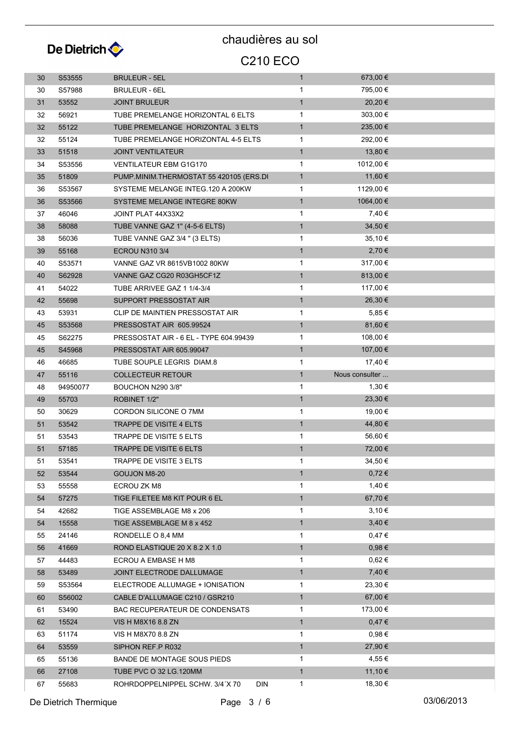## chaudières au sol

## C210 ECO

| | | | | |
|---|---|---|---|---|
| 30 | S53555 | BRULEUR - 5EL | 1 | 673,00 € |
| 30 | S57988 | BRULEUR - 6EL | 1 | 795,00 € |
| 31 | 53552 | JOINT BRULEUR | 1 | 20,20 € |
| 32 | 56921 | TUBE PREMELANGE HORIZONTAL 6 ELTS | 1 | 303,00 € |
| 32 | 55122 | TUBE PREMELANGE HORIZONTAL 3 ELTS | 1 | 235,00 € |
| 32 | 55124 | TUBE PREMELANGE HORIZONTAL 4-5 ELTS | 1 | 292,00 € |
| 33 | 51518 | JOINT VENTILATEUR | 1 | 13,80 € |
| 34 | S53556 | VENTILATEUR EBM G1G170 | 1 | 1012,00 € |
| 35 | 51809 | PUMP.MINIM.THERMOSTAT 55 420105 (ERS.DI | 1 | 11,60 € |
| 36 | S53567 | SYSTEME MELANGE INTEG.120 A 200KW | 1 | 1129,00 € |
| 36 | S53566 | SYSTEME MELANGE INTEGRE 80KW | 1 | 1064,00 € |
| 37 | 46046 | JOINT PLAT 44X33X2 | 1 | 7,40 € |
| 38 | 58088 | TUBE VANNE GAZ 1" (4-5-6 ELTS) | 1 | 34,50 € |
| 38 | 56036 | TUBE VANNE GAZ 3/4 " (3 ELTS) | 1 | 35,10 € |
| 39 | 55168 | ECROU N310 3/4 | 1 | 2,70 € |
| 40 | S53571 | VANNE GAZ VR 8615VB1002 80KW | 1 | 317,00 € |
| 40 | S62928 | VANNE GAZ CG20 R03GH5CF1Z | 1 | 813,00 € |
| 41 | 54022 | TUBE ARRIVEE GAZ 1 1/4-3/4 | 1 | 117,00 € |
| 42 | 55698 | SUPPORT PRESSOSTAT AIR | 1 | 26,30 € |
| 43 | 53931 | CLIP DE MAINTIEN PRESSOSTAT AIR | 1 | 5,85 € |
| 45 | S53568 | PRESSOSTAT AIR 605.99524 | 1 | 81,60 € |
| 45 | S62275 | PRESSOSTAT AIR - 6 EL - TYPE 604.99439 | 1 | 108,00 € |
| 45 | S45968 | PRESSOSTAT AIR 605.99047 | 1 | 107,00 € |
| 46 | 46685 | TUBE SOUPLE LEGRIS DIAM.8 | 1 | 17,40 € |
| 47 | 55116 | COLLECTEUR RETOUR | 1 | Nous consulter ... |
| 48 | 94950077 | BOUCHON N290 3/8" | 1 | 1,30 € |
| 49 | 55703 | ROBINET 1/2" | 1 | 23,30 € |
| 50 | 30629 | CORDON SILICONE O 7MM | 1 | 19,00 € |
| 51 | 53542 | TRAPPE DE VISITE 4 ELTS | 1 | 44,80 € |
| 51 | 53543 | TRAPPE DE VISITE 5 ELTS | 1 | 56,60 € |
| 51 | 57185 | TRAPPE DE VISITE 6 ELTS | 1 | 72,00 € |
| 51 | 53541 | TRAPPE DE VISITE 3 ELTS | 1 | 34,50 € |
| 52 | 53544 | GOUJON M8-20 | 1 | 0,72 € |
| 53 | 55558 | ECROU ZK M8 | 1 | 1,40 € |
| 54 | 57275 | TIGE FILETEE M8 KIT POUR 6 EL | 1 | 67,70 € |
| 54 | 42682 | TIGE ASSEMBLAGE M8 x 206 | 1 | 3,10 € |
| 54 | 15558 | TIGE ASSEMBLAGE M 8 x 452 | 1 | 3,40 € |
| 55 | 24146 | RONDELLE O 8,4 MM | 1 | 0,47 € |
| 56 | 41669 | ROND ELASTIQUE 20 X 8.2 X 1.0 | 1 | 0,98 € |
| 57 | 44483 | ECROU A EMBASE H M8 | 1 | 0,62 € |
| 58 | 53489 | JOINT ELECTRODE DALLUMAGE | 1 | 7,40 € |
| 59 | S53564 | ELECTRODE ALLUMAGE + IONISATION | 1 | 23,30 € |
| 60 | S56002 | CABLE D'ALLUMAGE C210 / GSR210 | 1 | 67,00 € |
| 61 | 53490 | BAC RECUPERATEUR DE CONDENSATS | 1 | 173,00 € |
| 62 | 15524 | VIS H M8X16 8.8 ZN | 1 | 0,47 € |
| 63 | 51174 | VIS H M8X70 8.8 ZN | 1 | 0,98 € |
| 64 | 53559 | SIPHON REF.P R032 | 1 | 27,90 € |
| 65 | 55136 | BANDE DE MONTAGE SOUS PIEDS | 1 | 4,55 € |
| 66 | 27108 | TUBE PVC O 32 LG.120MM | 1 | 11,10 € |
| 67 | 55683 | ROHRDOPPELNIPPEL SCHW. 3/4´X 70 DIN | 1 | 18,30 € |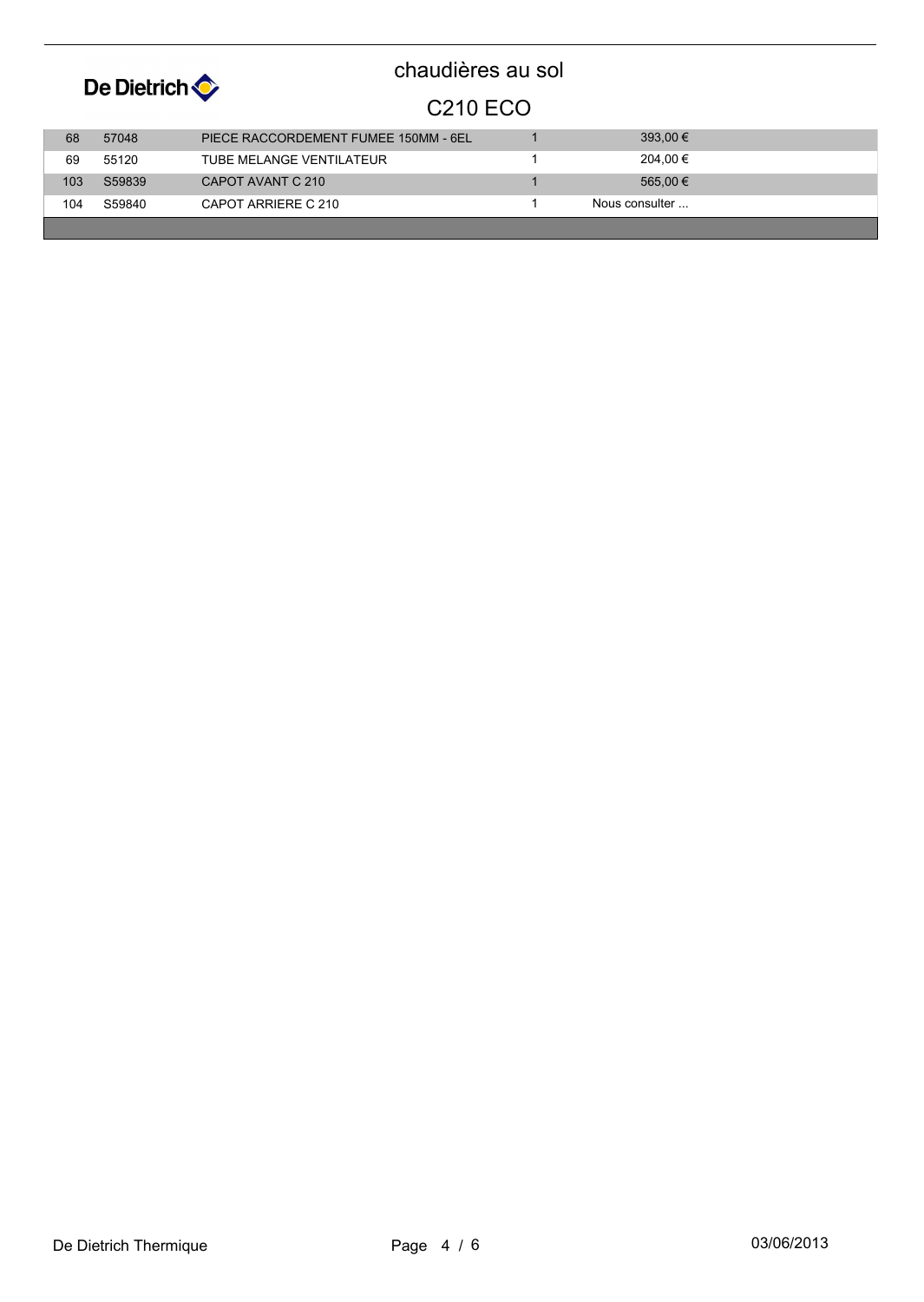# chaudières au sol

## C210 ECO

| | | | | |
|---|---|---|---|---|
| 68 | 57048 | PIECE RACCORDEMENT FUMEE 150MM - 6EL | 1 | 393,00 € |
| 69 | 55120 | TUBE MELANGE VENTILATEUR | 1 | 204,00 € |
| 103 | S59839 | CAPOT AVANT C 210 | 1 | 565,00 € |
| 104 | S59840 | CAPOT ARRIERE C 210 | 1 | Nous consulter ... |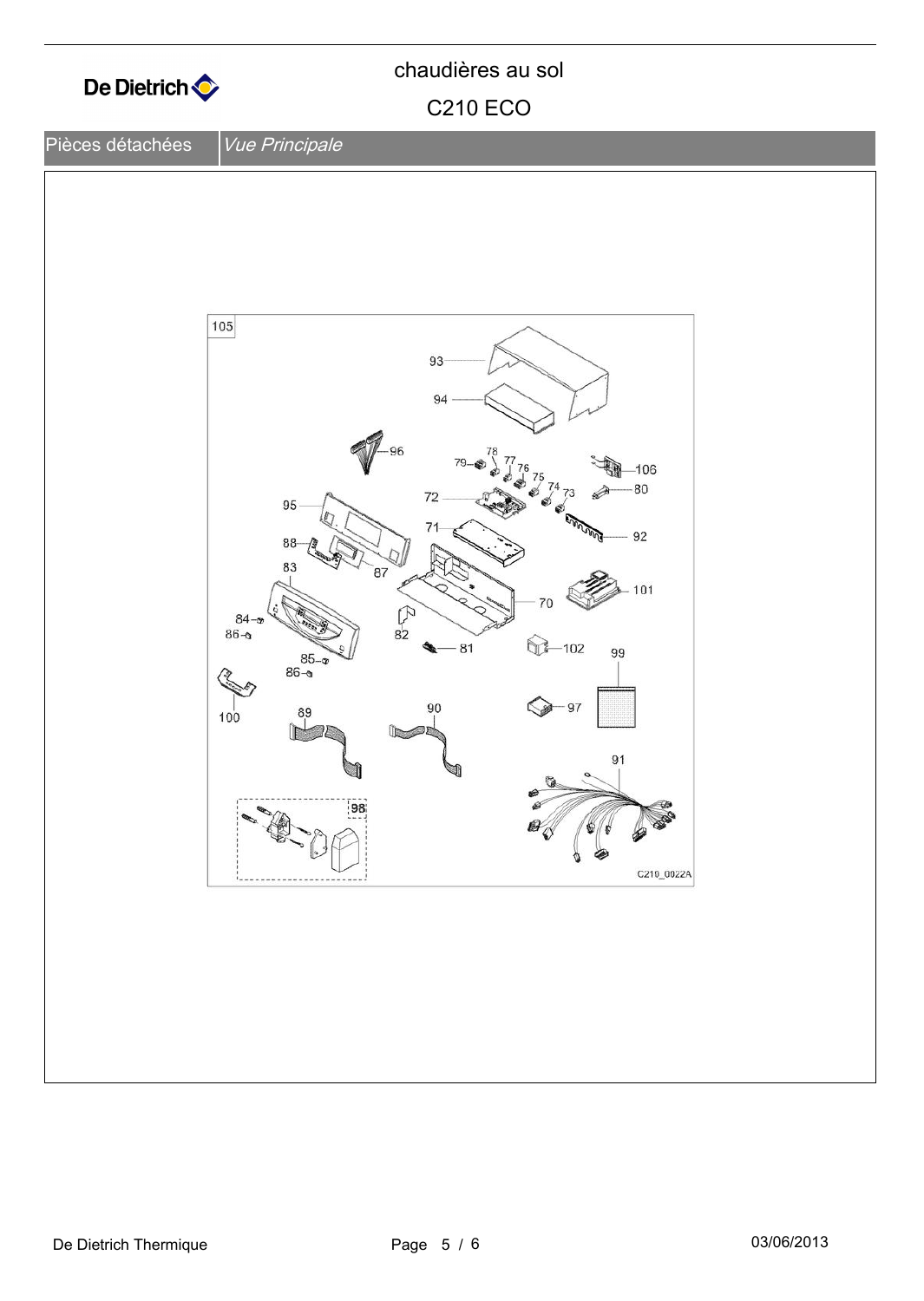chaudières au sol

C210 ECO

| Pièces détachées | *Vue Principale* |
|---|---|

105

93
94
96
78
79
77
76
75
74
73
106
80
72
95
71
92
88
87
83
70
101
84
86
82
81
102
99
85
86
100
89
90
97
91
98

C210_0022A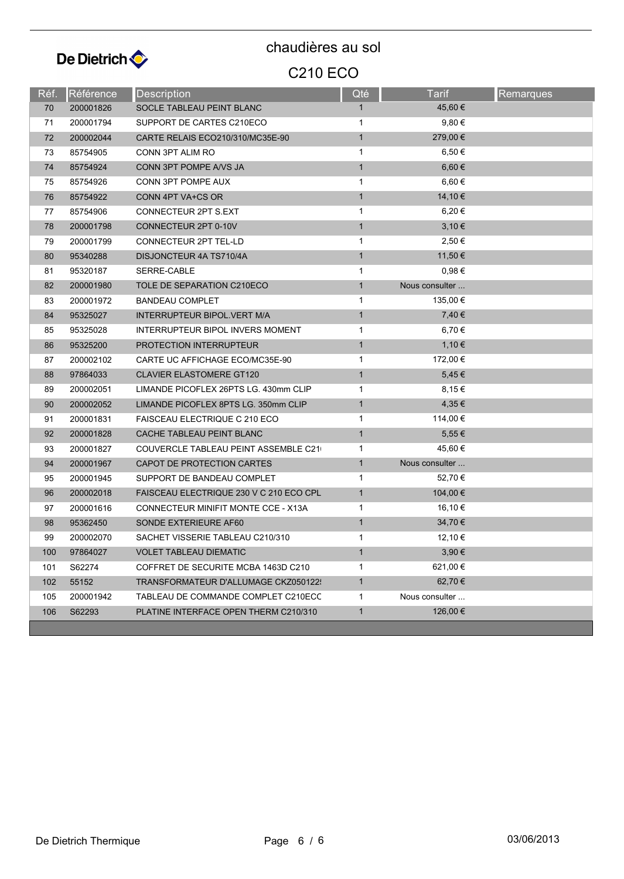# chaudières au sol

## C210 ECO

| Réf. | Référence | Description | Qté | Tarif | Remarques |
|---|---|---|---|---|---|
| 70 | 200001826 | SOCLE TABLEAU PEINT BLANC | 1 | 45,60 € | |
| 71 | 200001794 | SUPPORT DE CARTES C210ECO | 1 | 9,80 € | |
| 72 | 200002044 | CARTE RELAIS ECO210/310/MC35E-90 | 1 | 279,00 € | |
| 73 | 85754905 | CONN 3PT ALIM RO | 1 | 6,50 € | |
| 74 | 85754924 | CONN 3PT POMPE A/VS JA | 1 | 6,60 € | |
| 75 | 85754926 | CONN 3PT POMPE AUX | 1 | 6,60 € | |
| 76 | 85754922 | CONN 4PT VA+CS OR | 1 | 14,10 € | |
| 77 | 85754906 | CONNECTEUR 2PT S.EXT | 1 | 6,20 € | |
| 78 | 200001798 | CONNECTEUR 2PT 0-10V | 1 | 3,10 € | |
| 79 | 200001799 | CONNECTEUR 2PT TEL-LD | 1 | 2,50 € | |
| 80 | 95340288 | DISJONCTEUR 4A TS710/4A | 1 | 11,50 € | |
| 81 | 95320187 | SERRE-CABLE | 1 | 0,98 € | |
| 82 | 200001980 | TOLE DE SEPARATION C210ECO | 1 | Nous consulter ... | |
| 83 | 200001972 | BANDEAU COMPLET | 1 | 135,00 € | |
| 84 | 95325027 | INTERRUPTEUR BIPOL.VERT M/A | 1 | 7,40 € | |
| 85 | 95325028 | INTERRUPTEUR BIPOL INVERS MOMENT | 1 | 6,70 € | |
| 86 | 95325200 | PROTECTION INTERRUPTEUR | 1 | 1,10 € | |
| 87 | 200002102 | CARTE UC AFFICHAGE ECO/MC35E-90 | 1 | 172,00 € | |
| 88 | 97864033 | CLAVIER ELASTOMERE GT120 | 1 | 5,45 € | |
| 89 | 200002051 | LIMANDE PICOFLEX 26PTS LG. 430mm CLIP | 1 | 8,15 € | |
| 90 | 200002052 | LIMANDE PICOFLEX 8PTS LG. 350mm CLIP | 1 | 4,35 € | |
| 91 | 200001831 | FAISCEAU ELECTRIQUE C 210 ECO | 1 | 114,00 € | |
| 92 | 200001828 | CACHE TABLEAU PEINT BLANC | 1 | 5,55 € | |
| 93 | 200001827 | COUVERCLE TABLEAU PEINT ASSEMBLE C21 | 1 | 45,60 € | |
| 94 | 200001967 | CAPOT DE PROTECTION CARTES | 1 | Nous consulter ... | |
| 95 | 200001945 | SUPPORT DE BANDEAU COMPLET | 1 | 52,70 € | |
| 96 | 200002018 | FAISCEAU ELECTRIQUE 230 V C 210 ECO CPL | 1 | 104,00 € | |
| 97 | 200001616 | CONNECTEUR MINIFIT MONTE CCE - X13A | 1 | 16,10 € | |
| 98 | 95362450 | SONDE EXTERIEURE AF60 | 1 | 34,70 € | |
| 99 | 200002070 | SACHET VISSERIE TABLEAU C210/310 | 1 | 12,10 € | |
| 100 | 97864027 | VOLET TABLEAU DIEMATIC | 1 | 3,90 € | |
| 101 | S62274 | COFFRET DE SECURITE MCBA 1463D C210 | 1 | 621,00 € | |
| 102 | 55152 | TRANSFORMATEUR D'ALLUMAGE CKZ050122 | 1 | 62,70 € | |
| 105 | 200001942 | TABLEAU DE COMMANDE COMPLET C210ECC | 1 | Nous consulter ... | |
| 106 | S62293 | PLATINE INTERFACE OPEN THERM C210/310 | 1 | 126,00 € | |

De Dietrich Thermique 03/06/2013